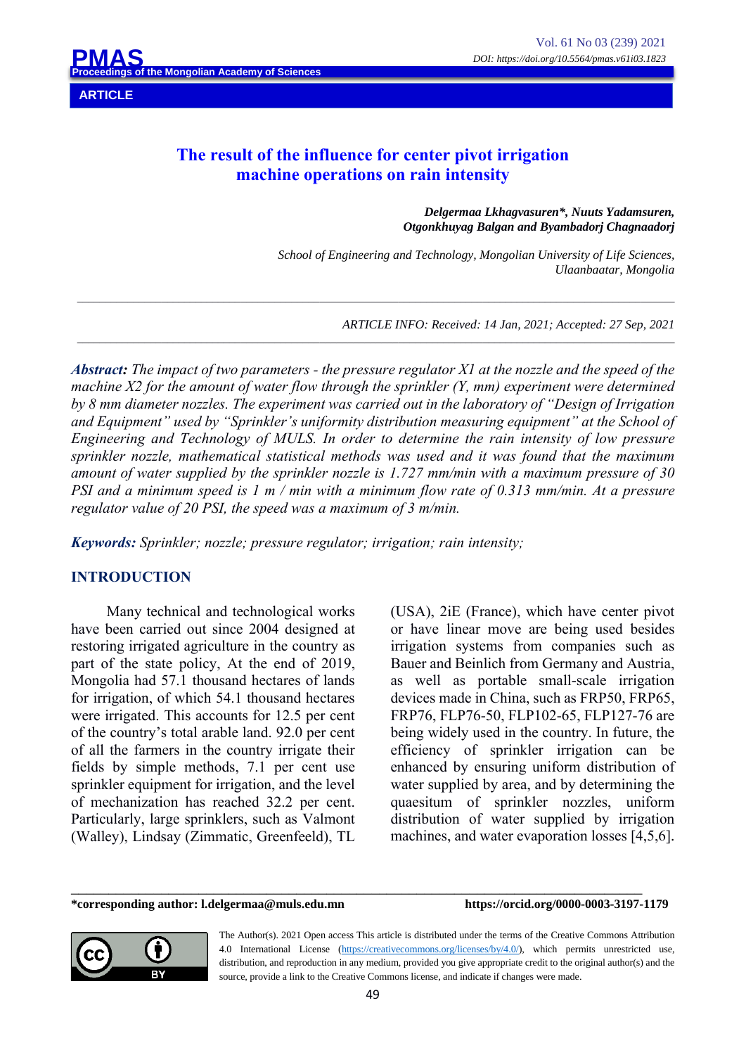**ARTICLE**

# The result of the influence for center pivot irrigation machine operations on rain intensity

***Delgermaa Lkhagvasuren\*, Nuuts Yadamsuren, Otgonkhuyag Balgan and Byambadorj Chagnaadorj***

*School of Engineering and Technology, Mongolian University of Life Sciences, Ulaanbaatar, Mongolia*

---

*ARTICLE INFO: Received: 14 Jan, 2021; Accepted: 27 Sep, 2021*

---

***Abstract:*** *The impact of two parameters - the pressure regulator X1 at the nozzle and the speed of the machine X2 for the amount of water flow through the sprinkler (Y, mm) experiment were determined by 8 mm diameter nozzles. The experiment was carried out in the laboratory of "Design of Irrigation and Equipment" used by "Sprinkler's uniformity distribution measuring equipment" at the School of Engineering and Technology of MULS. In order to determine the rain intensity of low pressure sprinkler nozzle, mathematical statistical methods was used and it was found that the maximum amount of water supplied by the sprinkler nozzle is 1.727 mm/min with a maximum pressure of 30 PSI and a minimum speed is 1 m / min with a minimum flow rate of 0.313 mm/min. At a pressure regulator value of 20 PSI, the speed was a maximum of 3 m/min.*

***Keywords:*** *Sprinkler; nozzle; pressure regulator; irrigation; rain intensity;*

## INTRODUCTION

Many technical and technological works have been carried out since 2004 designed at restoring irrigated agriculture in the country as part of the state policy, At the end of 2019, Mongolia had 57.1 thousand hectares of lands for irrigation, of which 54.1 thousand hectares were irrigated. This accounts for 12.5 per cent of the country's total arable land. 92.0 per cent of all the farmers in the country irrigate their fields by simple methods, 7.1 per cent use sprinkler equipment for irrigation, and the level of mechanization has reached 32.2 per cent. Particularly, large sprinklers, such as Valmont (Walley), Lindsay (Zimmatic, Greenfeeld), TL (USA), 2iE (France), which have center pivot or have linear move are being used besides irrigation systems from companies such as Bauer and Beinlich from Germany and Austria, as well as portable small-scale irrigation devices made in China, such as FRP50, FRP65, FRP76, FLP76-50, FLP102-65, FLP127-76 are being widely used in the country. In future, the efficiency of sprinkler irrigation can be enhanced by ensuring uniform distribution of water supplied by area, and by determining the quaesitum of sprinkler nozzles, uniform distribution of water supplied by irrigation machines, and water evaporation losses [4,5,6].

---

**\*corresponding author: l.delgermaa@muls.edu.mn** **https://orcid.org/0000-0003-3197-1179**

The Author(s). 2021 Open access This article is distributed under the terms of the Creative Commons Attribution 4.0 International License (https://creativecommons.org/licenses/by/4.0/), which permits unrestricted use, distribution, and reproduction in any medium, provided you give appropriate credit to the original author(s) and the source, provide a link to the Creative Commons license, and indicate if changes were made.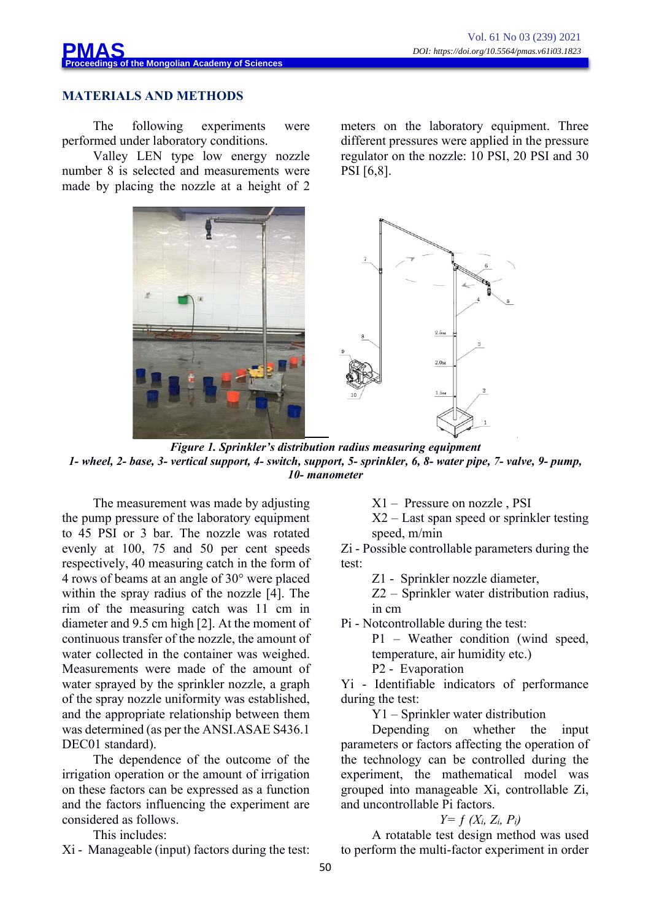## MATERIALS AND METHODS

The following experiments were performed under laboratory conditions.

Valley LEN type low energy nozzle number 8 is selected and measurements were made by placing the nozzle at a height of 2 meters on the laboratory equipment. Three different pressures were applied in the pressure regulator on the nozzle: 10 PSI, 20 PSI and 30 PSI [6,8].

*Figure 1. Sprinkler's distribution radius measuring equipment*
*1- wheel, 2- base, 3- vertical support, 4- switch, support, 5- sprinkler, 6, 8- water pipe, 7- valve, 9- pump, 10- manometer*

The measurement was made by adjusting the pump pressure of the laboratory equipment to 45 PSI or 3 bar. The nozzle was rotated evenly at 100, 75 and 50 per cent speeds respectively, 40 measuring catch in the form of 4 rows of beams at an angle of 30° were placed within the spray radius of the nozzle [4]. The rim of the measuring catch was 11 cm in diameter and 9.5 cm high [2]. At the moment of continuous transfer of the nozzle, the amount of water collected in the container was weighed. Measurements were made of the amount of water sprayed by the sprinkler nozzle, a graph of the spray nozzle uniformity was established, and the appropriate relationship between them was determined (as per the ANSI.ASAE S436.1 DEC01 standard).

The dependence of the outcome of the irrigation operation or the amount of irrigation on these factors can be expressed as a function and the factors influencing the experiment are considered as follows.

This includes:

Xi - Manageable (input) factors during the test:

- X1 – Pressure on nozzle , PSI
- X2 – Last span speed or sprinkler testing speed, m/min

Zi - Possible controllable parameters during the test:

- Z1 - Sprinkler nozzle diameter,
- Z2 – Sprinkler water distribution radius, in cm

Pi - Notcontrollable during the test:

- P1 – Weather condition (wind speed, temperature, air humidity etc.)
- P2 - Evaporation

Yi - Identifiable indicators of performance during the test:

- Y1 – Sprinkler water distribution

Depending on whether the input parameters or factors affecting the operation of the technology can be controlled during the experiment, the mathematical model was grouped into manageable Xi, controllable Zi, and uncontrollable Pi factors.

$$Y = f\,(X_i, Z_i, P_i)$$

A rotatable test design method was used to perform the multi-factor experiment in order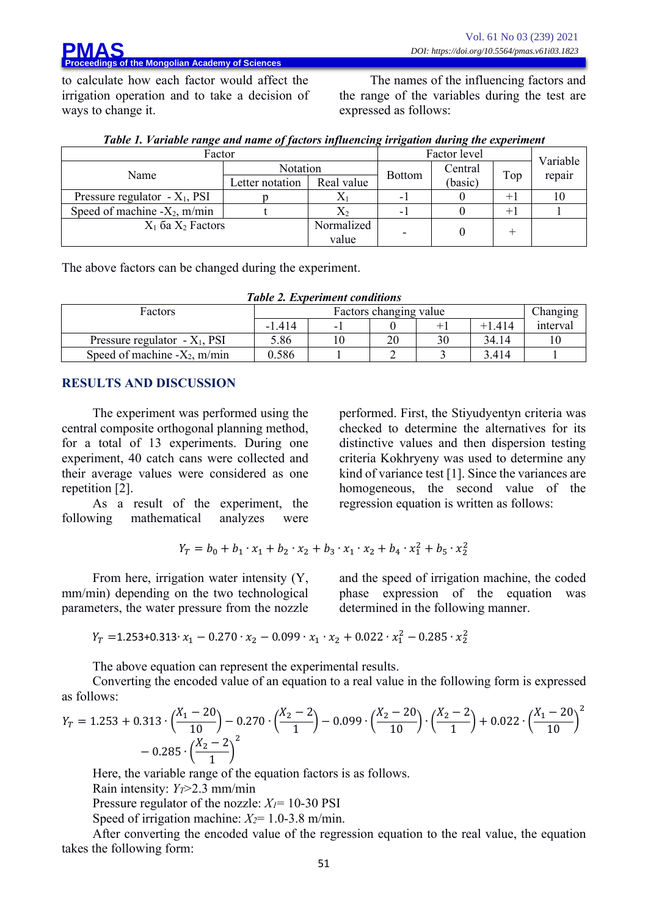to calculate how each factor would affect the irrigation operation and to take a decision of ways to change it.

The names of the influencing factors and the range of the variables during the test are expressed as follows:

***Table 1. Variable range and name of factors influencing irrigation during the experiment***

| Factor | | | Factor level | | | Variable repair |
|---|---|---|---|---|---|---|
| Name | Notation | | Bottom | Central (basic) | Top | |
| | Letter notation | Real value | | | | |
| Pressure regulator - $X_1$, PSI | p | $X_1$ | -1 | 0 | +1 | 10 |
| Speed of machine - $X_2$, m/min | t | $X_2$ | -1 | 0 | +1 | 1 |
| $X_1$ 6a $X_2$ Factors | | Normalized value | - | 0 | + | |

The above factors can be changed during the experiment.

***Table 2. Experiment conditions***

| Factors | Factors changing value | | | | | Changing interval |
|---|---|---|---|---|---|---|
| | -1.414 | -1 | 0 | +1 | +1.414 | |
| Pressure regulator - $X_1$, PSI | 5.86 | 10 | 20 | 30 | 34.14 | 10 |
| Speed of machine - $X_2$, m/min | 0.586 | 1 | 2 | 3 | 3.414 | 1 |

## RESULTS AND DISCUSSION

The experiment was performed using the central composite orthogonal planning method, for a total of 13 experiments. During one experiment, 40 catch cans were collected and their average values were considered as one repetition [2].

As a result of the experiment, the following mathematical analyzes were performed. First, the Stiyudyentyn criteria was checked to determine the alternatives for its distinctive values and then dispersion testing criteria Kokhryeny was used to determine any kind of variance test [1]. Since the variances are homogeneous, the second value of the regression equation is written as follows:

$$Y_T = b_0 + b_1 \cdot x_1 + b_2 \cdot x_2 + b_3 \cdot x_1 \cdot x_2 + b_4 \cdot x_1^2 + b_5 \cdot x_2^2$$

From here, irrigation water intensity (Y, mm/min) depending on the two technological parameters, the water pressure from the nozzle and the speed of irrigation machine, the coded phase expression of the equation was determined in the following manner.

$$Y_T = 1.253 + 0.313 \cdot x_1 - 0.270 \cdot x_2 - 0.099 \cdot x_1 \cdot x_2 + 0.022 \cdot x_1^2 - 0.285 \cdot x_2^2$$

The above equation can represent the experimental results.

Converting the encoded value of an equation to a real value in the following form is expressed as follows:

$$Y_T = 1.253 + 0.313 \cdot \left(\frac{X_1 - 20}{10}\right) - 0.270 \cdot \left(\frac{X_2 - 2}{1}\right) - 0.099 \cdot \left(\frac{X_2 - 20}{10}\right) \cdot \left(\frac{X_2 - 2}{1}\right) + 0.022 \cdot \left(\frac{X_1 - 20}{10}\right)^2 - 0.285 \cdot \left(\frac{X_2 - 2}{1}\right)^2$$

Here, the variable range of the equation factors is as follows.

Rain intensity: $Y_T$>2.3 mm/min

Pressure regulator of the nozzle: $X_1$= 10-30 PSI

Speed of irrigation machine: $X_2$= 1.0-3.8 m/min.

After converting the encoded value of the regression equation to the real value, the equation takes the following form: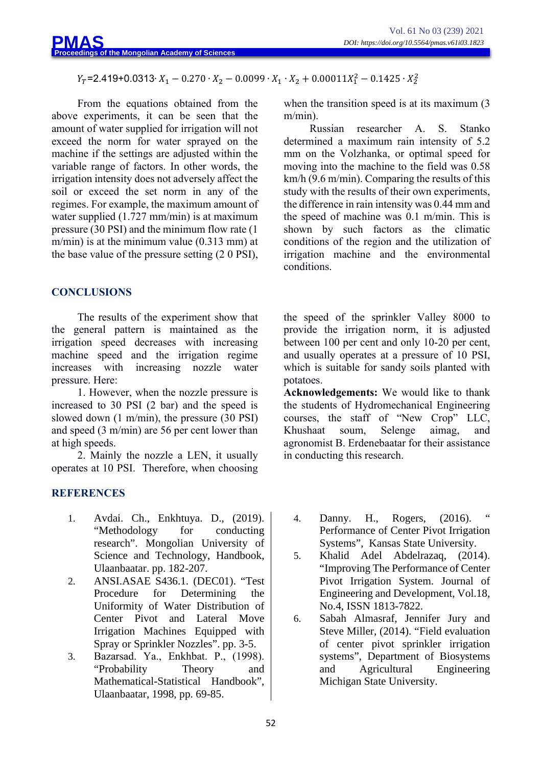$$Y_T = 2.419 + 0.0313 \cdot X_1 - 0.270 \cdot X_2 - 0.0099 \cdot X_1 \cdot X_2 + 0.00011 X_1^2 - 0.1425 \cdot X_2^2$$

From the equations obtained from the above experiments, it can be seen that the amount of water supplied for irrigation will not exceed the norm for water sprayed on the machine if the settings are adjusted within the variable range of factors. In other words, the irrigation intensity does not adversely affect the soil or exceed the set norm in any of the regimes. For example, the maximum amount of water supplied (1.727 mm/min) is at maximum pressure (30 PSI) and the minimum flow rate (1 m/min) is at the minimum value (0.313 mm) at the base value of the pressure setting (2 0 PSI), when the transition speed is at its maximum (3 m/min).

Russian researcher A. S. Stanko determined a maximum rain intensity of 5.2 mm on the Volzhanka, or optimal speed for moving into the machine to the field was 0.58 km/h (9.6 m/min). Comparing the results of this study with the results of their own experiments, the difference in rain intensity was 0.44 mm and the speed of machine was 0.1 m/min. This is shown by such factors as the climatic conditions of the region and the utilization of irrigation machine and the environmental conditions.

## CONCLUSIONS

The results of the experiment show that the general pattern is maintained as the irrigation speed decreases with increasing machine speed and the irrigation regime increases with increasing nozzle water pressure. Here:

1. However, when the nozzle pressure is increased to 30 PSI (2 bar) and the speed is slowed down (1 m/min), the pressure (30 PSI) and speed (3 m/min) are 56 per cent lower than at high speeds.

2. Mainly the nozzle a LEN, it usually operates at 10 PSI. Therefore, when choosing the speed of the sprinkler Valley 8000 to provide the irrigation norm, it is adjusted between 100 per cent and only 10-20 per cent, and usually operates at a pressure of 10 PSI, which is suitable for sandy soils planted with potatoes.

**Acknowledgements:** We would like to thank the students of Hydromechanical Engineering courses, the staff of "New Crop" LLC, Khushaat soum, Selenge aimag, and agronomist B. Erdenebaatar for their assistance in conducting this research.

## REFERENCES

1. Avdai. Ch., Enkhtuya. D., (2019). "Methodology for conducting research". Mongolian University of Science and Technology, Handbook, Ulaanbaatar. pp. 182-207.
2. ANSI.ASAE S436.1. (DEC01). "Test Procedure for Determining the Uniformity of Water Distribution of Center Pivot and Lateral Move Irrigation Machines Equipped with Spray or Sprinkler Nozzles". pp. 3-5.
3. Bazarsad. Ya., Enkhbat. P., (1998). "Probability Theory and Mathematical-Statistical Handbook", Ulaanbaatar, 1998, pp. 69-85.
4. Danny. H., Rogers, (2016). " Performance of Center Pivot Irrigation Systems", Kansas State University.
5. Khalid Adel Abdelrazaq, (2014). "Improving The Performance of Center Pivot Irrigation System. Journal of Engineering and Development, Vol.18, No.4, ISSN 1813-7822.
6. Sabah Almasraf, Jennifer Jury and Steve Miller, (2014). "Field evaluation of center pivot sprinkler irrigation systems", Department of Biosystems and Agricultural Engineering Michigan State University.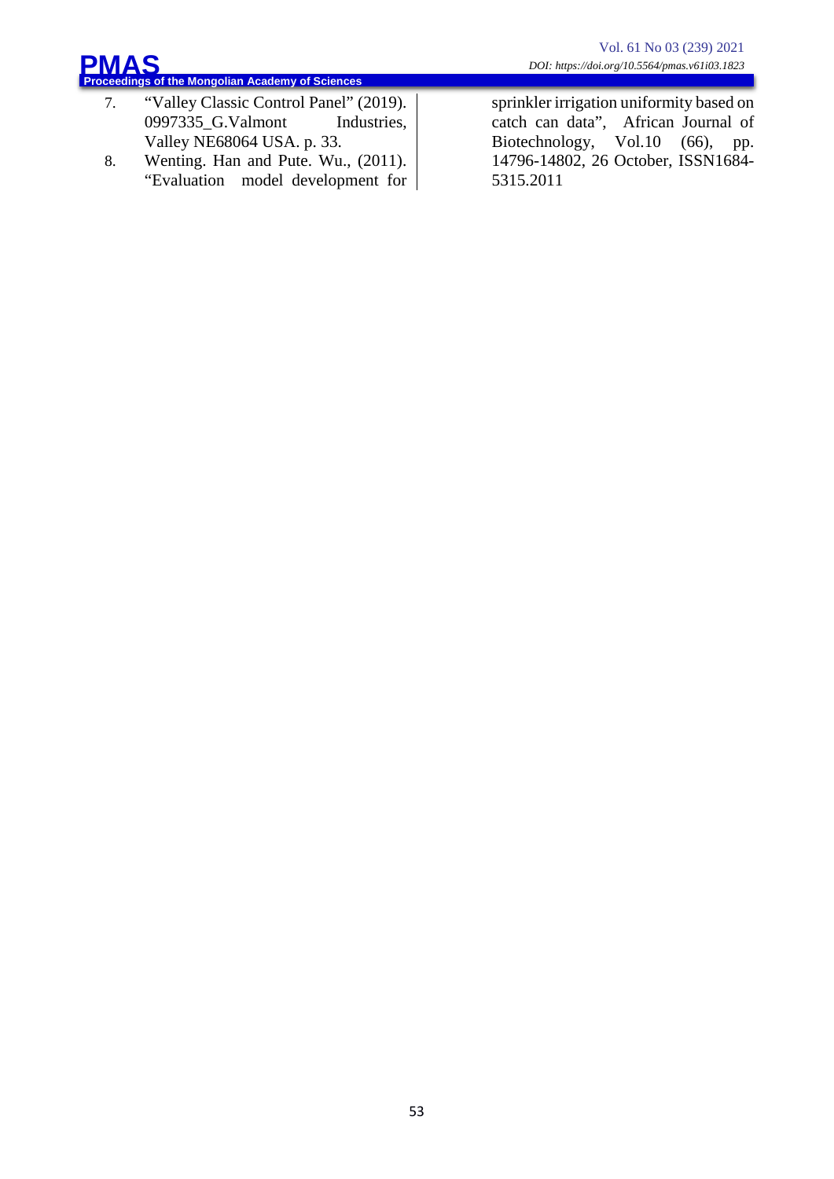7. "Valley Classic Control Panel" (2019). 0997335_G.Valmont Industries, Valley NE68064 USA. p. 33.
8. Wenting. Han and Pute. Wu., (2011). "Evaluation model development for sprinkler irrigation uniformity based on catch can data", African Journal of Biotechnology, Vol.10 (66), pp. 14796-14802, 26 October, ISSN1684-5315.2011